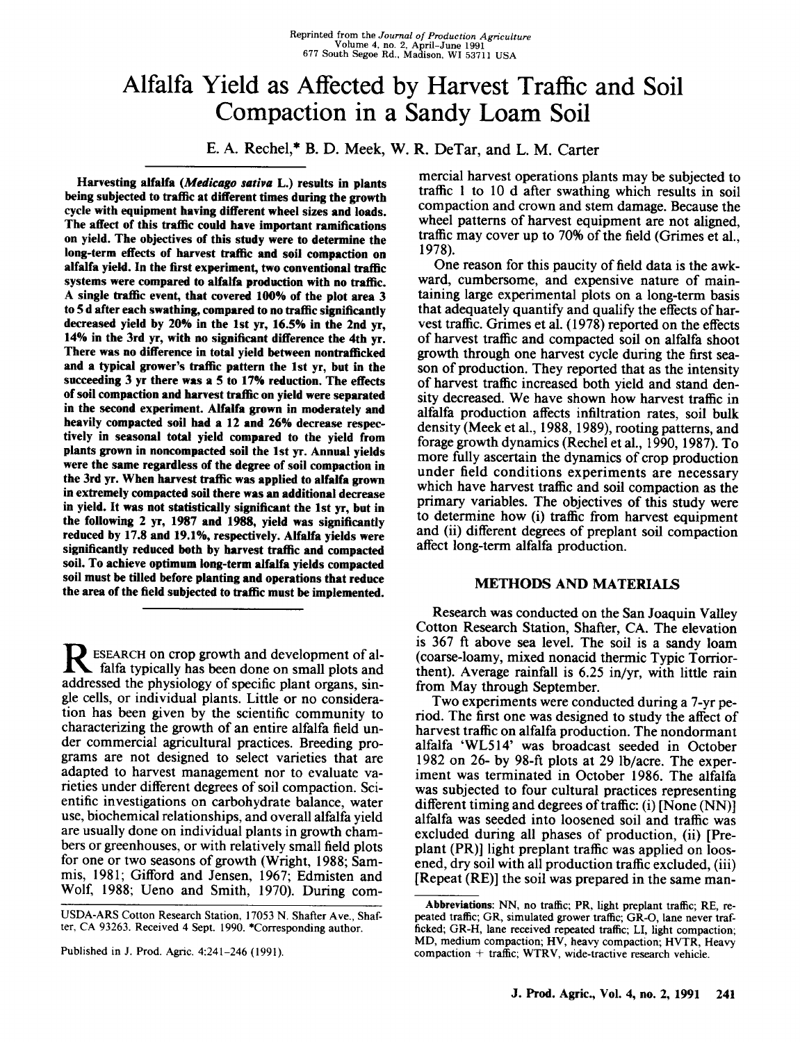Reprinted from the *Journal of Production Agriculture*
Volume 4, no. 2, April-June 1991
677 South Segoe Rd., Madison, WI 53711 USA

# Alfalfa Yield as Affected by Harvest Traffic and Soil Compaction in a Sandy Loam Soil

E. A. Rechel,* B. D. Meek, W. R. DeTar, and L. M. Carter

**Harvesting alfalfa (*Medicago sativa* L.) results in plants being subjected to traffic at different times during the growth cycle with equipment having different wheel sizes and loads. The affect of this traffic could have important ramifications on yield. The objectives of this study were to determine the long-term effects of harvest traffic and soil compaction on alfalfa yield. In the first experiment, two conventional traffic systems were compared to alfalfa production with no traffic. A single traffic event, that covered 100% of the plot area 3 to 5 d after each swathing, compared to no traffic significantly decreased yield by 20% in the 1st yr, 16.5% in the 2nd yr, 14% in the 3rd yr, with no significant difference the 4th yr. There was no difference in total yield between nontrafficked and a typical grower's traffic pattern the 1st yr, but in the succeeding 3 yr there was a 5 to 17% reduction. The effects of soil compaction and harvest traffic on yield were separated in the second experiment. Alfalfa grown in moderately and heavily compacted soil had a 12 and 26% decrease respectively in seasonal total yield compared to the yield from plants grown in noncompacted soil the 1st yr. Annual yields were the same regardless of the degree of soil compaction in the 3rd yr. When harvest traffic was applied to alfalfa grown in extremely compacted soil there was an additional decrease in yield. It was not statistically significant the 1st yr, but in the following 2 yr, 1987 and 1988, yield was significantly reduced by 17.8 and 19.1%, respectively. Alfalfa yields were significantly reduced both by harvest traffic and compacted soil. To achieve optimum long-term alfalfa yields compacted soil must be tilled before planting and operations that reduce the area of the field subjected to traffic must be implemented.**

RESEARCH on crop growth and development of alfalfa typically has been done on small plots and addressed the physiology of specific plant organs, single cells, or individual plants. Little or no consideration has been given by the scientific community to characterizing the growth of an entire alfalfa field under commercial agricultural practices. Breeding programs are not designed to select varieties that are adapted to harvest management nor to evaluate varieties under different degrees of soil compaction. Scientific investigations on carbohydrate balance, water use, biochemical relationships, and overall alfalfa yield are usually done on individual plants in growth chambers or greenhouses, or with relatively small field plots for one or two seasons of growth (Wright, 1988; Sammis, 1981; Gifford and Jensen, 1967; Edmisten and Wolf, 1988; Ueno and Smith, 1970). During commercial harvest operations plants may be subjected to traffic 1 to 10 d after swathing which results in soil compaction and crown and stem damage. Because the wheel patterns of harvest equipment are not aligned, traffic may cover up to 70% of the field (Grimes et al., 1978).

One reason for this paucity of field data is the awkward, cumbersome, and expensive nature of maintaining large experimental plots on a long-term basis that adequately quantify and qualify the effects of harvest traffic. Grimes et al. (1978) reported on the effects of harvest traffic and compacted soil on alfalfa shoot growth through one harvest cycle during the first season of production. They reported that as the intensity of harvest traffic increased both yield and stand density decreased. We have shown how harvest traffic in alfalfa production affects infiltration rates, soil bulk density (Meek et al., 1988, 1989), rooting patterns, and forage growth dynamics (Rechel et al., 1990, 1987). To more fully ascertain the dynamics of crop production under field conditions experiments are necessary which have harvest traffic and soil compaction as the primary variables. The objectives of this study were to determine how (i) traffic from harvest equipment and (ii) different degrees of preplant soil compaction affect long-term alfalfa production.

## METHODS AND MATERIALS

Research was conducted on the San Joaquin Valley Cotton Research Station, Shafter, CA. The elevation is 367 ft above sea level. The soil is a sandy loam (coarse-loamy, mixed nonacid thermic Typic Torriorthent). Average rainfall is 6.25 in/yr, with little rain from May through September.

Two experiments were conducted during a 7-yr period. The first one was designed to study the affect of harvest traffic on alfalfa production. The nondormant alfalfa 'WL514' was broadcast seeded in October 1982 on 26- by 98-ft plots at 29 lb/acre. The experiment was terminated in October 1986. The alfalfa was subjected to four cultural practices representing different timing and degrees of traffic: (i) [None (NN)] alfalfa was seeded into loosened soil and traffic was excluded during all phases of production, (ii) [Preplant (PR)] light preplant traffic was applied on loosened, dry soil with all production traffic excluded, (iii) [Repeat (RE)] the soil was prepared in the same man-

USDA-ARS Cotton Research Station, 17053 N. Shafter Ave., Shafter, CA 93263. Received 4 Sept. 1990. *Corresponding author.

Published in J. Prod. Agric. 4:241-246 (1991).

**Abbreviations**: NN, no traffic; PR, light preplant traffic; RE, repeated traffic; GR, simulated grower traffic; GR-O, lane never trafficked; GR-H, lane received repeated traffic; LI, light compaction; MD, medium compaction; HV, heavy compaction; HVTR, Heavy compaction + traffic; WTRV, wide-tractive research vehicle.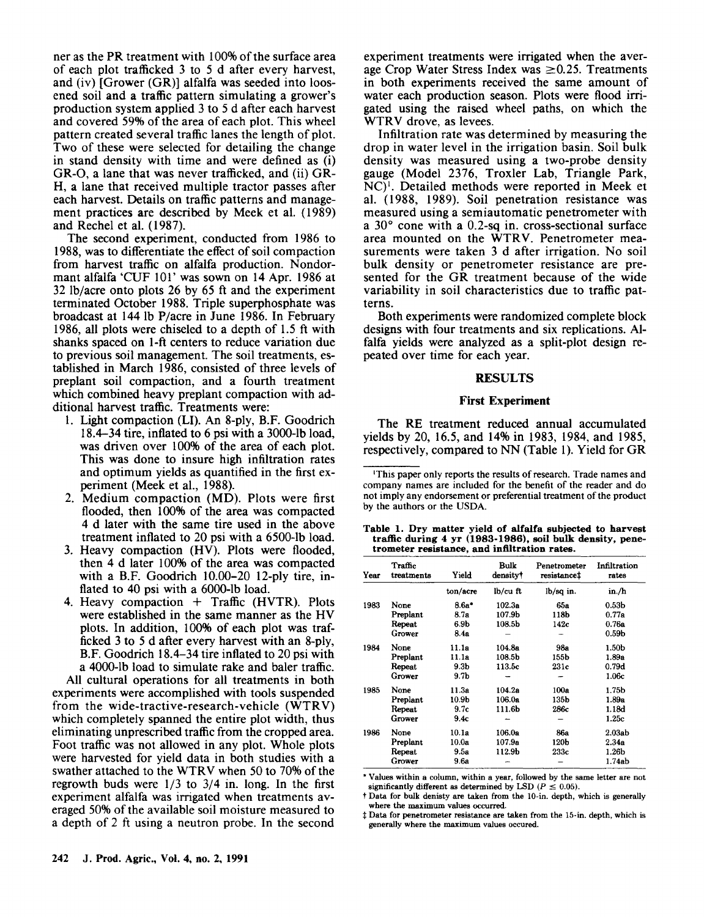ner as the PR treatment with 100% of the surface area of each plot trafficked 3 to 5 d after every harvest, and (iv) [Grower (GR)] alfalfa was seeded into loosened soil and a traffic pattern simulating a grower's production system applied 3 to 5 d after each harvest and covered 59% of the area of each plot. This wheel pattern created several traffic lanes the length of plot. Two of these were selected for detailing the change in stand density with time and were defined as (i) GR-O, a lane that was never trafficked, and (ii) GR-H, a lane that received multiple tractor passes after each harvest. Details on traffic patterns and management practices are described by Meek et al. (1989) and Rechel et al. (1987).

The second experiment, conducted from 1986 to 1988, was to differentiate the effect of soil compaction from harvest traffic on alfalfa production. Nondormant alfalfa 'CUF 101' was sown on 14 Apr. 1986 at 32 lb/acre onto plots 26 by 65 ft and the experiment terminated October 1988. Triple superphosphate was broadcast at 144 lb P/acre in June 1986. In February 1986, all plots were chiseled to a depth of 1.5 ft with shanks spaced on 1-ft centers to reduce variation due to previous soil management. The soil treatments, established in March 1986, consisted of three levels of preplant soil compaction, and a fourth treatment which combined heavy preplant compaction with additional harvest traffic. Treatments were:

1. Light compaction (LI). An 8-ply, B.F. Goodrich 18.4–34 tire, inflated to 6 psi with a 3000-lb load, was driven over 100% of the area of each plot. This was done to insure high infiltration rates and optimum yields as quantified in the first experiment (Meek et al., 1988).
2. Medium compaction (MD). Plots were first flooded, then 100% of the area was compacted 4 d later with the same tire used in the above treatment inflated to 20 psi with a 6500-lb load.
3. Heavy compaction (HV). Plots were flooded, then 4 d later 100% of the area was compacted with a B.F. Goodrich 10.00–20 12-ply tire, inflated to 40 psi with a 6000-lb load.
4. Heavy compaction + Traffic (HVTR). Plots were established in the same manner as the HV plots. In addition, 100% of each plot was trafficked 3 to 5 d after every harvest with an 8-ply, B.F. Goodrich 18.4–34 tire inflated to 20 psi with a 4000-lb load to simulate rake and baler traffic.

All cultural operations for all treatments in both experiments were accomplished with tools suspended from the wide-tractive-research-vehicle (WTRV) which completely spanned the entire plot width, thus eliminating unprescribed traffic from the cropped area. Foot traffic was not allowed in any plot. Whole plots were harvested for yield data in both studies with a swather attached to the WTRV when 50 to 70% of the regrowth buds were 1/3 to 3/4 in. long. In the first experiment alfalfa was irrigated when treatments averaged 50% of the available soil moisture measured to a depth of 2 ft using a neutron probe. In the second experiment treatments were irrigated when the average Crop Water Stress Index was ≥0.25. Treatments in both experiments received the same amount of water each production season. Plots were flood irrigated using the raised wheel paths, on which the WTRV drove, as levees.

Infiltration rate was determined by measuring the drop in water level in the irrigation basin. Soil bulk density was measured using a two-probe density gauge (Model 2376, Troxler Lab, Triangle Park, NC)[1]. Detailed methods were reported in Meek et al. (1988, 1989). Soil penetration resistance was measured using a semiautomatic penetrometer with a 30° cone with a 0.2-sq in. cross-sectional surface area mounted on the WTRV. Penetrometer measurements were taken 3 d after irrigation. No soil bulk density or penetrometer resistance are presented for the GR treatment because of the wide variability in soil characteristics due to traffic patterns.

Both experiments were randomized complete block designs with four treatments and six replications. Alfalfa yields were analyzed as a split-plot design repeated over time for each year.

## RESULTS

### First Experiment

The RE treatment reduced annual accumulated yields by 20, 16.5, and 14% in 1983, 1984, and 1985, respectively, compared to NN (Table 1). Yield for GR

[1]This paper only reports the results of research. Trade names and company names are included for the benefit of the reader and do not imply any endorsement or preferential treatment of the product by the authors or the USDA.

**Table 1. Dry matter yield of alfalfa subjected to harvest traffic during 4 yr (1983-1986), soil bulk density, penetrometer resistance, and infiltration rates.**

| Year | Traffic treatments | Yield | Bulk density† | Penetrometer resistance‡ | Infiltration rates |
|---|---|---|---|---|---|
| | | ton/acre | lb/cu ft | lb/sq in. | in./h |
| 1983 | None | 8.6a* | 102.3a | 65a | 0.53b |
| | Preplant | 8.7a | 107.9b | 118b | 0.77a |
| | Repeat | 6.9b | 108.5b | 142c | 0.76a |
| | Grower | 8.4a | – | – | 0.59b |
| 1984 | None | 11.1a | 104.8a | 98a | 1.50b |
| | Preplant | 11.1a | 108.5b | 155b | 1.89a |
| | Repeat | 9.3b | 113.5c | 231c | 0.79d |
| | Grower | 9.7b | – | – | 1.06c |
| 1985 | None | 11.3a | 104.2a | 100a | 1.75b |
| | Preplant | 10.9b | 106.0a | 135b | 1.89a |
| | Repeat | 9.7c | 111.6b | 286c | 1.18d |
| | Grower | 9.4c | – | – | 1.25c |
| 1986 | None | 10.1a | 106.0a | 86a | 2.03ab |
| | Preplant | 10.0a | 107.9a | 120b | 2.34a |
| | Repeat | 9.5a | 112.9b | 233c | 1.26b |
| | Grower | 9.6a | – | – | 1.74ab |

\* Values within a column, within a year, followed by the same letter are not significantly different as determined by LSD ($P \leq 0.05$).

† Data for bulk denisty are taken from the 10-in. depth, which is generally where the maximum values occurred.

‡ Data for penetrometer resistance are taken from the 15-in. depth, which is generally where the maximum values occured.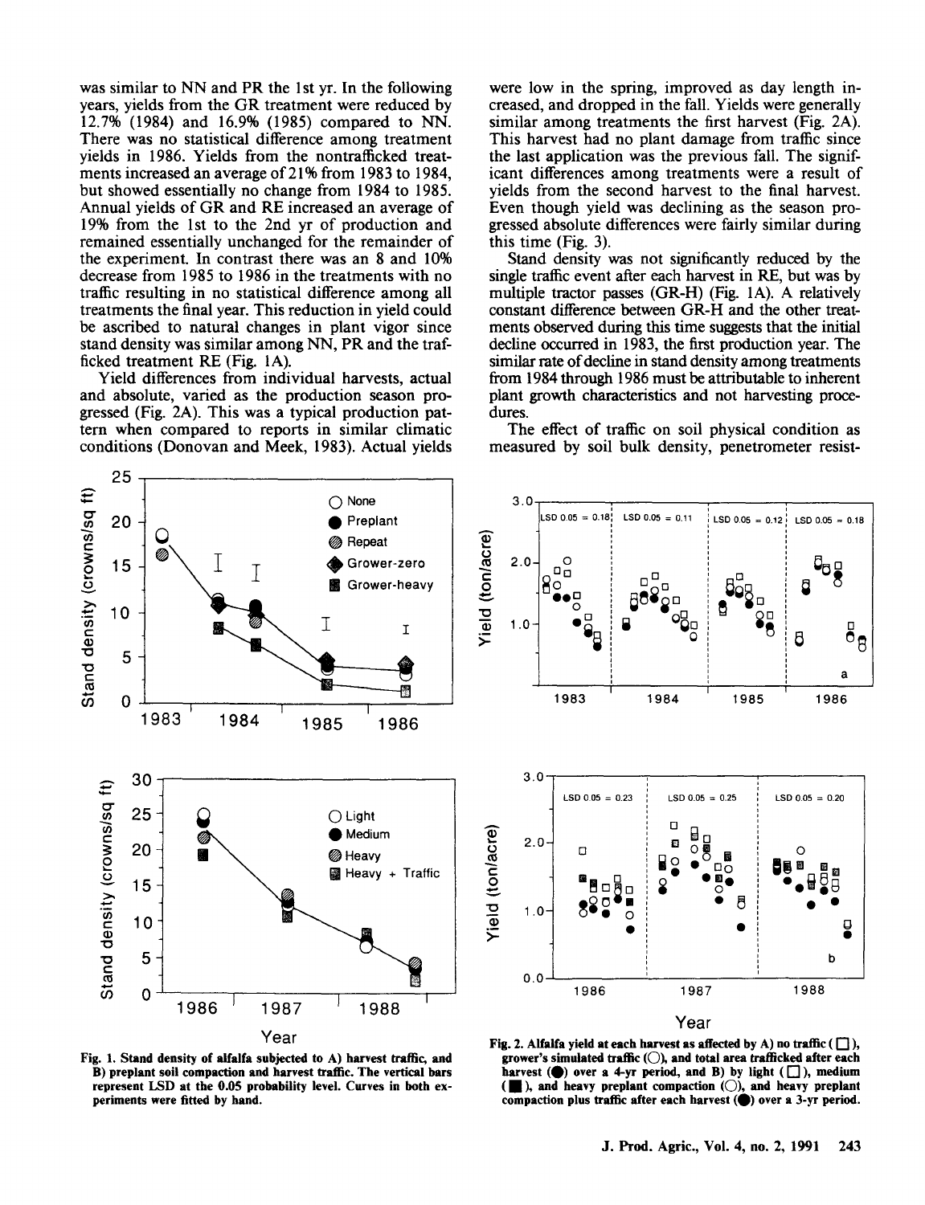was similar to NN and PR the 1st yr. In the following years, yields from the GR treatment were reduced by 12.7% (1984) and 16.9% (1985) compared to NN. There was no statistical difference among treatment yields in 1986. Yields from the nontrafficked treatments increased an average of 21% from 1983 to 1984, but showed essentially no change from 1984 to 1985. Annual yields of GR and RE increased an average of 19% from the 1st to the 2nd yr of production and remained essentially unchanged for the remainder of the experiment. In contrast there was an 8 and 10% decrease from 1985 to 1986 in the treatments with no traffic resulting in no statistical difference among all treatments the final year. This reduction in yield could be ascribed to natural changes in plant vigor since stand density was similar among NN, PR and the trafficked treatment RE (Fig. 1A).

Yield differences from individual harvests, actual and absolute, varied as the production season progressed (Fig. 2A). This was a typical production pattern when compared to reports in similar climatic conditions (Donovan and Meek, 1983). Actual yields were low in the spring, improved as day length increased, and dropped in the fall. Yields were generally similar among treatments the first harvest (Fig. 2A). This harvest had no plant damage from traffic since the last application was the previous fall. The significant differences among treatments were a result of yields from the second harvest to the final harvest. Even though yield was declining as the season progressed absolute differences were fairly similar during this time (Fig. 3).

Stand density was not significantly reduced by the single traffic event after each harvest in RE, but was by multiple tractor passes (GR-H) (Fig. 1A). A relatively constant difference between GR-H and the other treatments observed during this time suggests that the initial decline occurred in 1983, the first production year. The similar rate of decline in stand density among treatments from 1984 through 1986 must be attributable to inherent plant growth characteristics and not harvesting procedures.

The effect of traffic on soil physical condition as measured by soil bulk density, penetrometer resist-

**Fig. 1. Stand density of alfalfa subjected to A) harvest traffic, and B) preplant soil compaction and harvest traffic. The vertical bars represent LSD at the 0.05 probability level. Curves in both experiments were fitted by hand.**

**Fig. 2. Alfalfa yield at each harvest as affected by A) no traffic (□), grower's simulated traffic (○), and total area trafficked after each harvest (●) over a 4-yr period, and B) by light (□), medium (■), and heavy preplant compaction (○), and heavy preplant compaction plus traffic after each harvest (●) over a 3-yr period.**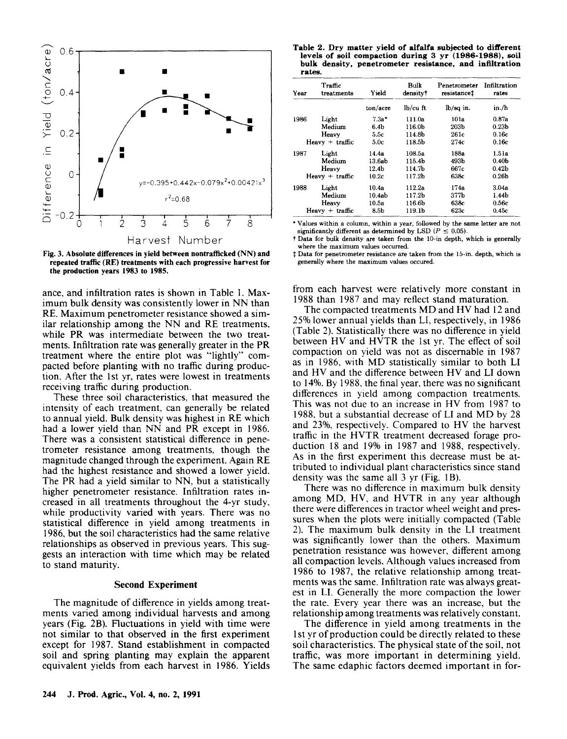Fig. 3. Absolute differences in yield between nontrafficked (NN) and repeated traffic (RE) treatments with each progressive harvest for the production years 1983 to 1985.

ance, and infiltration rates is shown in Table 1. Maximum bulk density was consistently lower in NN than RE. Maximum penetrometer resistance showed a similar relationship among the NN and RE treatments, while PR was intermediate between the two treatments. Infiltration rate was generally greater in the PR treatment where the entire plot was "lightly" compacted before planting with no traffic during production. After the 1st yr, rates were lowest in treatments receiving traffic during production.

These three soil characteristics, that measured the intensity of each treatment, can generally be related to annual yield. Bulk density was highest in RE which had a lower yield than NN and PR except in 1986. There was a consistent statistical difference in penetrometer resistance among treatments, though the magnitude changed through the experiment. Again RE had the highest resistance and showed a lower yield. The PR had a yield similar to NN, but a statistically higher penetrometer resistance. Infiltration rates increased in all treatments throughout the 4-yr study, while productivity varied with years. There was no statistical difference in yield among treatments in 1986, but the soil characteristics had the same relative relationships as observed in previous years. This suggests an interaction with time which may be related to stand maturity.

## Second Experiment

The magnitude of difference in yields among treatments varied among individual harvests and among years (Fig. 2B). Fluctuations in yield with time were not similar to that observed in the first experiment except for 1987. Stand establishment in compacted soil and spring planting may explain the apparent equivalent yields from each harvest in 1986. Yields from each harvest were relatively more constant in 1988 than 1987 and may reflect stand maturation.

The compacted treatments MD and HV had 12 and 25% lower annual yields than LI, respectively, in 1986 (Table 2). Statistically there was no difference in yield between HV and HVTR the 1st yr. The effect of soil compaction on yield was not as discernable in 1987 as in 1986, with MD statistically similar to both LI and HV and the difference between HV and LI down to 14%. By 1988, the final year, there was no significant differences in yield among compaction treatments. This was not due to an increase in HV from 1987 to 1988, but a substantial decrease of LI and MD by 28 and 23%, respectively. Compared to HV the harvest traffic in the HVTR treatment decreased forage production 18 and 19% in 1987 and 1988, respectively. As in the first experiment this decrease must be attributed to individual plant characteristics since stand density was the same all 3 yr (Fig. 1B).

There was no difference in maximum bulk density among MD, HV, and HVTR in any year although there were differences in tractor wheel weight and pressures when the plots were initially compacted (Table 2). The maximum bulk density in the LI treatment was significantly lower than the others. Maximum penetration resistance was however, different among all compaction levels. Although values increased from 1986 to 1987, the relative relationship among treatments was the same. Infiltration rate was always greatest in LI. Generally the more compaction the lower the rate. Every year there was an increase, but the relationship among treatments was relatively constant.

The difference in yield among treatments in the 1st yr of production could be directly related to these soil characteristics. The physical state of the soil, not traffic, was more important in determining yield. The same edaphic factors deemed important in for-

**Table 2. Dry matter yield of alfalfa subjected to different levels of soil compaction during 3 yr (1986-1988), soil bulk density, penetrometer resistance, and infiltration rates.**

| Year | Traffic treatments | Yield | Bulk density† | Penetrometer resistance‡ | Infiltration rates |
|---|---|---|---|---|---|
| | | ton/acre | lb/cu ft | lb/sq in. | in./h |
| 1986 | Light | 7.3a* | 111.0a | 101a | 0.87a |
| | Medium | 6.4b | 116.0b | 203b | 0.23b |
| | Heavy | 5.5c | 114.8b | 261c | 0.16c |
| | Heavy + traffic | 5.0c | 118.5b | 274c | 0.16c |
| 1987 | Light | 14.4a | 108.5a | 188a | 1.51a |
| | Medium | 13.6ab | 115.4b | 493b | 0.40b |
| | Heavy | 12.4b | 114.7b | 667c | 0.42b |
| | Heavy + traffic | 10.2c | 117.2b | 638c | 0.26b |
| 1988 | Light | 10.4a | 112.2a | 174a | 3.04a |
| | Medium | 10.4ab | 117.2b | 377b | 1.44b |
| | Heavy | 10.5a | 116.6b | 638c | 0.56c |
| | Heavy + traffic | 8.5b | 119.1b | 623c | 0.45c |

\* Values within a column, within a year, followed by the same letter are not significantly different as determined by LSD ($P \leq 0.05$).

† Data for bulk density are taken from the 10-in depth, which is generally where the maximum values occurred.

‡ Data for penetrometer resistance are taken from the 15-in. depth, which is generally where the maximum values occured.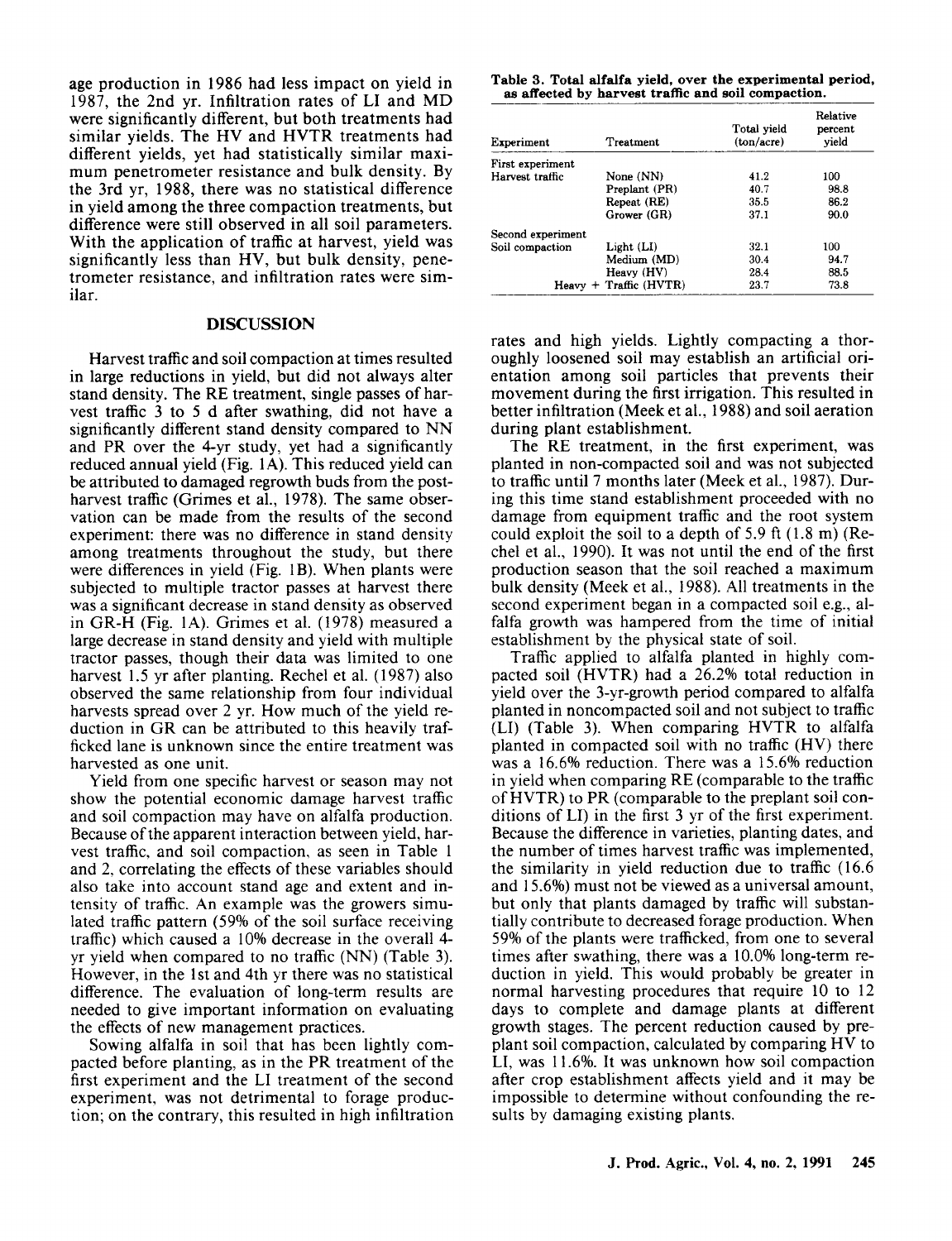age production in 1986 had less impact on yield in 1987, the 2nd yr. Infiltration rates of LI and MD were significantly different, but both treatments had similar yields. The HV and HVTR treatments had different yields, yet had statistically similar maximum penetrometer resistance and bulk density. By the 3rd yr, 1988, there was no statistical difference in yield among the three compaction treatments, but difference were still observed in all soil parameters. With the application of traffic at harvest, yield was significantly less than HV, but bulk density, penetrometer resistance, and infiltration rates were similar.

## DISCUSSION

Harvest traffic and soil compaction at times resulted in large reductions in yield, but did not always alter stand density. The RE treatment, single passes of harvest traffic 3 to 5 d after swathing, did not have a significantly different stand density compared to NN and PR over the 4-yr study, yet had a significantly reduced annual yield (Fig. 1A). This reduced yield can be attributed to damaged regrowth buds from the post-harvest traffic (Grimes et al., 1978). The same observation can be made from the results of the second experiment: there was no difference in stand density among treatments throughout the study, but there were differences in yield (Fig. 1B). When plants were subjected to multiple tractor passes at harvest there was a significant decrease in stand density as observed in GR-H (Fig. 1A). Grimes et al. (1978) measured a large decrease in stand density and yield with multiple tractor passes, though their data was limited to one harvest 1.5 yr after planting. Rechel et al. (1987) also observed the same relationship from four individual harvests spread over 2 yr. How much of the yield reduction in GR can be attributed to this heavily trafficked lane is unknown since the entire treatment was harvested as one unit.

Yield from one specific harvest or season may not show the potential economic damage harvest traffic and soil compaction may have on alfalfa production. Because of the apparent interaction between yield, harvest traffic, and soil compaction, as seen in Table 1 and 2, correlating the effects of these variables should also take into account stand age and extent and intensity of traffic. An example was the growers simulated traffic pattern (59% of the soil surface receiving traffic) which caused a 10% decrease in the overall 4-yr yield when compared to no traffic (NN) (Table 3). However, in the 1st and 4th yr there was no statistical difference. The evaluation of long-term results are needed to give important information on evaluating the effects of new management practices.

Sowing alfalfa in soil that has been lightly compacted before planting, as in the PR treatment of the first experiment and the LI treatment of the second experiment, was not detrimental to forage production; on the contrary, this resulted in high infiltration rates and high yields. Lightly compacting a thoroughly loosened soil may establish an artificial orientation among soil particles that prevents their movement during the first irrigation. This resulted in better infiltration (Meek et al., 1988) and soil aeration during plant establishment.

**Table 3. Total alfalfa yield, over the experimental period, as affected by harvest traffic and soil compaction.**

| Experiment | Treatment | Total yield (ton/acre) | Relative percent yield |
|---|---|---|---|
| First experiment | | | |
| Harvest traffic | None (NN) | 41.2 | 100 |
| | Preplant (PR) | 40.7 | 98.8 |
| | Repeat (RE) | 35.5 | 86.2 |
| | Grower (GR) | 37.1 | 90.0 |
| Second experiment | | | |
| Soil compaction | Light (LI) | 32.1 | 100 |
| | Medium (MD) | 30.4 | 94.7 |
| | Heavy (HV) | 28.4 | 88.5 |
| | Heavy + Traffic (HVTR) | 23.7 | 73.8 |

The RE treatment, in the first experiment, was planted in non-compacted soil and was not subjected to traffic until 7 months later (Meek et al., 1987). During this time stand establishment proceeded with no damage from equipment traffic and the root system could exploit the soil to a depth of 5.9 ft (1.8 m) (Rechel et al., 1990). It was not until the end of the first production season that the soil reached a maximum bulk density (Meek et al., 1988). All treatments in the second experiment began in a compacted soil e.g., alfalfa growth was hampered from the time of initial establishment by the physical state of soil.

Traffic applied to alfalfa planted in highly compacted soil (HVTR) had a 26.2% total reduction in yield over the 3-yr-growth period compared to alfalfa planted in noncompacted soil and not subject to traffic (LI) (Table 3). When comparing HVTR to alfalfa planted in compacted soil with no traffic (HV) there was a 16.6% reduction. There was a 15.6% reduction in yield when comparing RE (comparable to the traffic of HVTR) to PR (comparable to the preplant soil conditions of LI) in the first 3 yr of the first experiment. Because the difference in varieties, planting dates, and the number of times harvest traffic was implemented, the similarity in yield reduction due to traffic (16.6 and 15.6%) must not be viewed as a universal amount, but only that plants damaged by traffic will substantially contribute to decreased forage production. When 59% of the plants were trafficked, from one to several times after swathing, there was a 10.0% long-term reduction in yield. This would probably be greater in normal harvesting procedures that require 10 to 12 days to complete and damage plants at different growth stages. The percent reduction caused by preplant soil compaction, calculated by comparing HV to LI, was 11.6%. It was unknown how soil compaction after crop establishment affects yield and it may be impossible to determine without confounding the results by damaging existing plants.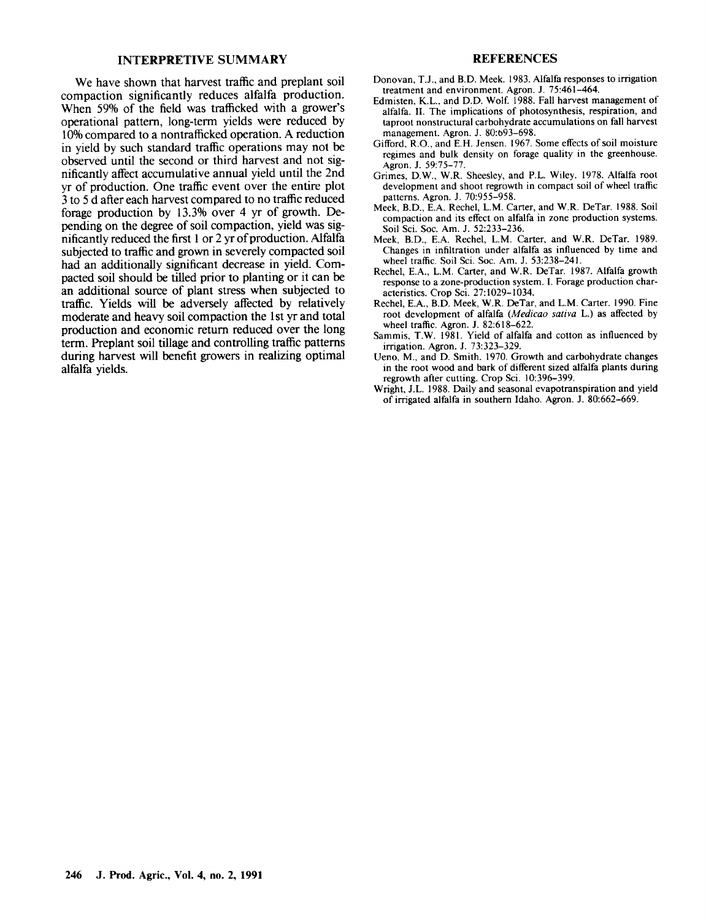## INTERPRETIVE SUMMARY

We have shown that harvest traffic and preplant soil compaction significantly reduces alfalfa production. When 59% of the field was trafficked with a grower's operational pattern, long-term yields were reduced by 10% compared to a nontrafficked operation. A reduction in yield by such standard traffic operations may not be observed until the second or third harvest and not significantly affect accumulative annual yield until the 2nd yr of production. One traffic event over the entire plot 3 to 5 d after each harvest compared to no traffic reduced forage production by 13.3% over 4 yr of growth. Depending on the degree of soil compaction, yield was significantly reduced the first 1 or 2 yr of production. Alfalfa subjected to traffic and grown in severely compacted soil had an additionally significant decrease in yield. Compacted soil should be tilled prior to planting or it can be an additional source of plant stress when subjected to traffic. Yields will be adversely affected by relatively moderate and heavy soil compaction the 1st yr and total production and economic return reduced over the long term. Preplant soil tillage and controlling traffic patterns during harvest will benefit growers in realizing optimal alfalfa yields.

## REFERENCES

Donovan, T.J., and B.D. Meek. 1983. Alfalfa responses to irrigation treatment and environment. Agron. J. 75:461–464.

Edmisten, K.L., and D.D. Wolf. 1988. Fall harvest management of alfalfa. II. The implications of photosynthesis, respiration, and taproot nonstructural carbohydrate accumulations on fall harvest management. Agron. J. 80:693–698.

Gifford, R.O., and E.H. Jensen. 1967. Some effects of soil moisture regimes and bulk density on forage quality in the greenhouse. Agron. J. 59:75–77.

Grimes, D.W., W.R. Sheesley, and P.L. Wiley. 1978. Alfalfa root development and shoot regrowth in compact soil of wheel traffic patterns. Agron. J. 70:955–958.

Meek, B.D., E.A. Rechel, L.M. Carter, and W.R. DeTar. 1988. Soil compaction and its effect on alfalfa in zone production systems. Soil Sci. Soc. Am. J. 52:233–236.

Meek, B.D., E.A. Rechel, L.M. Carter, and W.R. DeTar. 1989. Changes in infiltration under alfalfa as influenced by time and wheel traffic. Soil Sci. Soc. Am. J. 53:238–241.

Rechel, E.A., L.M. Carter, and W.R. DeTar. 1987. Alfalfa growth response to a zone-production system. I. Forage production characteristics. Crop Sci. 27:1029–1034.

Rechel, E.A., B.D. Meek, W.R. DeTar, and L.M. Carter. 1990. Fine root development of alfalfa (*Medicao sativa* L.) as affected by wheel traffic. Agron. J. 82:618–622.

Sammis, T.W. 1981. Yield of alfalfa and cotton as influenced by irrigation. Agron. J. 73:323–329.

Ueno, M., and D. Smith. 1970. Growth and carbohydrate changes in the root wood and bark of different sized alfalfa plants during regrowth after cutting. Crop Sci. 10:396–399.

Wright, J.L. 1988. Daily and seasonal evapotranspiration and yield of irrigated alfalfa in southern Idaho. Agron. J. 80:662–669.